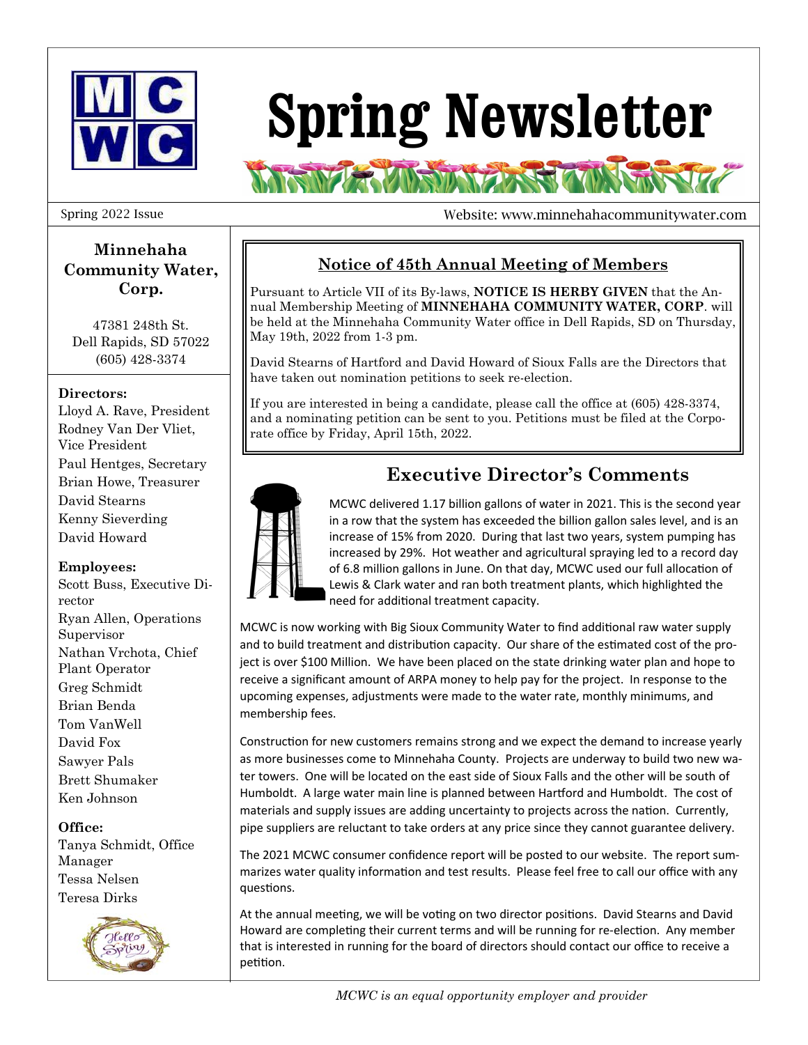# Spring Newsletter

Spring 2022 Issue

Website: www.minnehahacommunitywater.com

### Minnehaha Community Water, Corp.

47381 248th St.
Dell Rapids, SD 57022
(605) 428-3374

**Directors:**
Lloyd A. Rave, President
Rodney Van Der Vliet, Vice President
Paul Hentges, Secretary
Brian Howe, Treasurer
David Stearns
Kenny Sieverding
David Howard

**Employees:**
Scott Buss, Executive Director
Ryan Allen, Operations Supervisor
Nathan Vrchota, Chief Plant Operator
Greg Schmidt
Brian Benda
Tom VanWell
David Fox
Sawyer Pals
Brett Shumaker
Ken Johnson

**Office:**
Tanya Schmidt, Office Manager
Tessa Nelsen
Teresa Dirks

## Notice of 45th Annual Meeting of Members

Pursuant to Article VII of its By-laws, **NOTICE IS HERBY GIVEN** that the Annual Membership Meeting of **MINNEHAHA COMMUNITY WATER, CORP**. will be held at the Minnehaha Community Water office in Dell Rapids, SD on Thursday, May 19th, 2022 from 1-3 pm.

David Stearns of Hartford and David Howard of Sioux Falls are the Directors that have taken out nomination petitions to seek re-election.

If you are interested in being a candidate, please call the office at (605) 428-3374, and a nominating petition can be sent to you. Petitions must be filed at the Corporate office by Friday, April 15th, 2022.

## Executive Director's Comments

MCWC delivered 1.17 billion gallons of water in 2021. This is the second year in a row that the system has exceeded the billion gallon sales level, and is an increase of 15% from 2020. During that last two years, system pumping has increased by 29%. Hot weather and agricultural spraying led to a record day of 6.8 million gallons in June. On that day, MCWC used our full allocation of Lewis & Clark water and ran both treatment plants, which highlighted the need for additional treatment capacity.

MCWC is now working with Big Sioux Community Water to find additional raw water supply and to build treatment and distribution capacity. Our share of the estimated cost of the project is over $100 Million. We have been placed on the state drinking water plan and hope to receive a significant amount of ARPA money to help pay for the project. In response to the upcoming expenses, adjustments were made to the water rate, monthly minimums, and membership fees.

Construction for new customers remains strong and we expect the demand to increase yearly as more businesses come to Minnehaha County. Projects are underway to build two new water towers. One will be located on the east side of Sioux Falls and the other will be south of Humboldt. A large water main line is planned between Hartford and Humboldt. The cost of materials and supply issues are adding uncertainty to projects across the nation. Currently, pipe suppliers are reluctant to take orders at any price since they cannot guarantee delivery.

The 2021 MCWC consumer confidence report will be posted to our website. The report summarizes water quality information and test results. Please feel free to call our office with any questions.

At the annual meeting, we will be voting on two director positions. David Stearns and David Howard are completing their current terms and will be running for re-election. Any member that is interested in running for the board of directors should contact our office to receive a petition.

*MCWC is an equal opportunity employer and provider*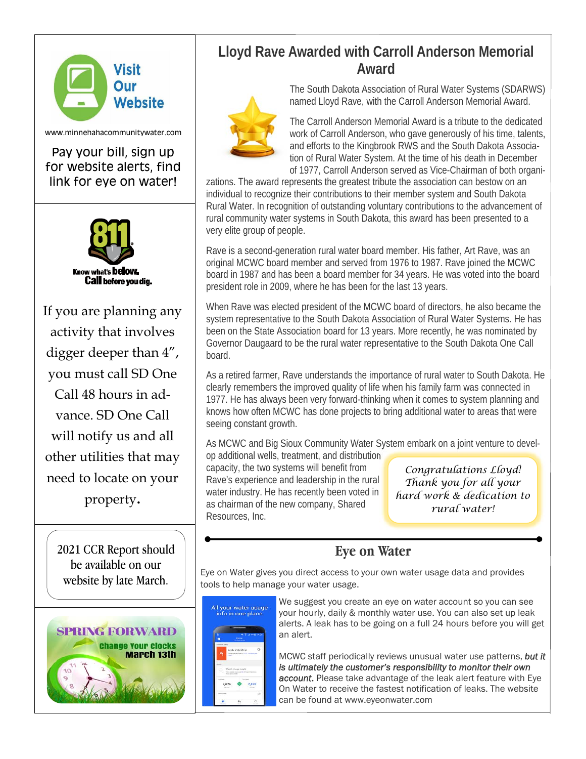Visit Our Website

www.minnehahacommunitywater.com

Pay your bill, sign up for website alerts, find link for eye on water!

811 Know what's **below.** **Call** before you dig.

If you are planning any activity that involves digger deeper than 4", you must call SD One Call 48 hours in advance. SD One Call will notify us and all other utilities that may need to locate on your property.

2021 CCR Report should be available on our website by late March.

SPRING FORWARD

Change Your Clocks March 13th

# Lloyd Rave Awarded with Carroll Anderson Memorial Award

The South Dakota Association of Rural Water Systems (SDARWS) named Lloyd Rave, with the Carroll Anderson Memorial Award.

The Carroll Anderson Memorial Award is a tribute to the dedicated work of Carroll Anderson, who gave generously of his time, talents, and efforts to the Kingbrook RWS and the South Dakota Association of Rural Water System. At the time of his death in December of 1977, Carroll Anderson served as Vice-Chairman of both organizations. The award represents the greatest tribute the association can bestow on an individual to recognize their contributions to their member system and South Dakota Rural Water. In recognition of outstanding voluntary contributions to the advancement of rural community water systems in South Dakota, this award has been presented to a very elite group of people.

Rave is a second-generation rural water board member. His father, Art Rave, was an original MCWC board member and served from 1976 to 1987. Rave joined the MCWC board in 1987 and has been a board member for 34 years. He was voted into the board president role in 2009, where he has been for the last 13 years.

When Rave was elected president of the MCWC board of directors, he also became the system representative to the South Dakota Association of Rural Water Systems. He has been on the State Association board for 13 years. More recently, he was nominated by Governor Daugaard to be the rural water representative to the South Dakota One Call board.

As a retired farmer, Rave understands the importance of rural water to South Dakota. He clearly remembers the improved quality of life when his family farm was connected in 1977. He has always been very forward-thinking when it comes to system planning and knows how often MCWC has done projects to bring additional water to areas that were seeing constant growth.

As MCWC and Big Sioux Community Water System embark on a joint venture to develop additional wells, treatment, and distribution capacity, the two systems will benefit from Rave's experience and leadership in the rural water industry. He has recently been voted in as chairman of the new company, Shared Resources, Inc.

*Congratulations Lloyd! Thank you for all your hard work & dedication to rural water!*

## Eye on Water

Eye on Water gives you direct access to your own water usage data and provides tools to help manage your water usage.

All your water usage info in one place.

We suggest you create an eye on water account so you can see your hourly, daily & monthly water use. You can also set up leak alerts. A leak has to be going on a full 24 hours before you will get an alert.

MCWC staff periodically reviews unusual water use patterns, ***but it is ultimately the customer's responsibility to monitor their own account.*** Please take advantage of the leak alert feature with Eye On Water to receive the fastest notification of leaks. The website can be found at www.eyeonwater.com